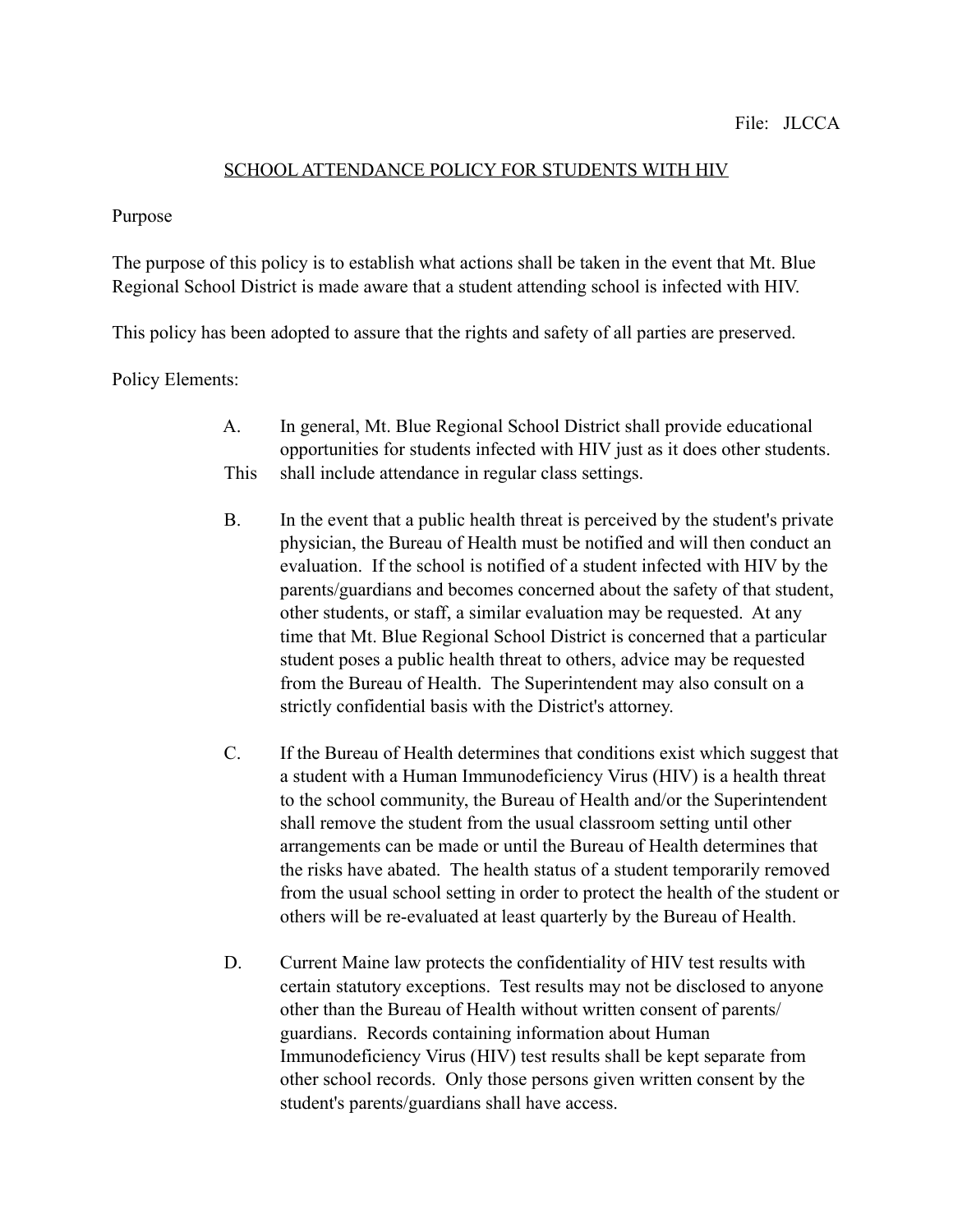File: JLCCA

# SCHOOL ATTENDANCE POLICY FOR STUDENTS WITH HIV

## Purpose

The purpose of this policy is to establish what actions shall be taken in the event that Mt. Blue Regional School District is made aware that a student attending school is infected with HIV.

This policy has been adopted to assure that the rights and safety of all parties are preserved.

## Policy Elements:

A. In general, Mt. Blue Regional School District shall provide educational opportunities for students infected with HIV just as it does other students. This shall include attendance in regular class settings.

B. In the event that a public health threat is perceived by the student's private physician, the Bureau of Health must be notified and will then conduct an evaluation. If the school is notified of a student infected with HIV by the parents/guardians and becomes concerned about the safety of that student, other students, or staff, a similar evaluation may be requested. At any time that Mt. Blue Regional School District is concerned that a particular student poses a public health threat to others, advice may be requested from the Bureau of Health. The Superintendent may also consult on a strictly confidential basis with the District's attorney.

C. If the Bureau of Health determines that conditions exist which suggest that a student with a Human Immunodeficiency Virus (HIV) is a health threat to the school community, the Bureau of Health and/or the Superintendent shall remove the student from the usual classroom setting until other arrangements can be made or until the Bureau of Health determines that the risks have abated. The health status of a student temporarily removed from the usual school setting in order to protect the health of the student or others will be re-evaluated at least quarterly by the Bureau of Health.

D. Current Maine law protects the confidentiality of HIV test results with certain statutory exceptions. Test results may not be disclosed to anyone other than the Bureau of Health without written consent of parents/ guardians. Records containing information about Human Immunodeficiency Virus (HIV) test results shall be kept separate from other school records. Only those persons given written consent by the student's parents/guardians shall have access.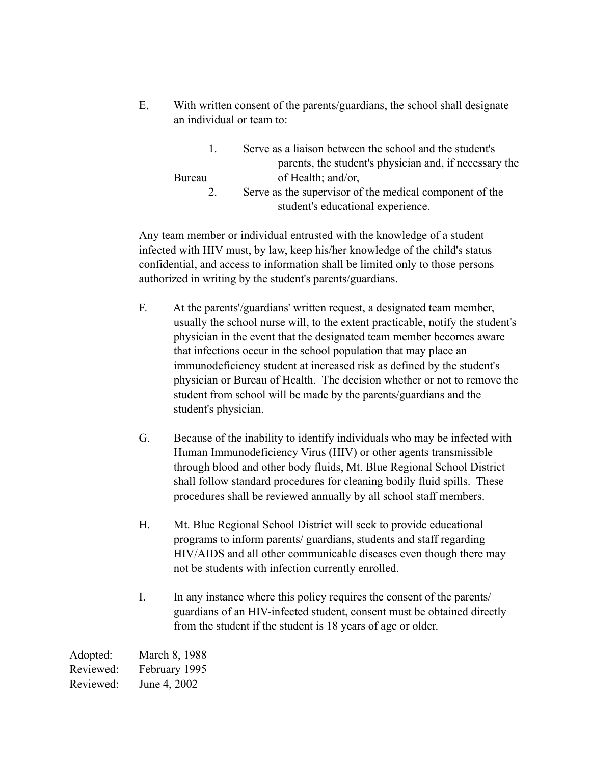E. With written consent of the parents/guardians, the school shall designate an individual or team to:

1. Serve as a liaison between the school and the student's parents, the student's physician and, if necessary the Bureau of Health; and/or,
2. Serve as the supervisor of the medical component of the student's educational experience.

Any team member or individual entrusted with the knowledge of a student infected with HIV must, by law, keep his/her knowledge of the child's status confidential, and access to information shall be limited only to those persons authorized in writing by the student's parents/guardians.

F. At the parents'/guardians' written request, a designated team member, usually the school nurse will, to the extent practicable, notify the student's physician in the event that the designated team member becomes aware that infections occur in the school population that may place an immunodeficiency student at increased risk as defined by the student's physician or Bureau of Health. The decision whether or not to remove the student from school will be made by the parents/guardians and the student's physician.

G. Because of the inability to identify individuals who may be infected with Human Immunodeficiency Virus (HIV) or other agents transmissible through blood and other body fluids, Mt. Blue Regional School District shall follow standard procedures for cleaning bodily fluid spills. These procedures shall be reviewed annually by all school staff members.

H. Mt. Blue Regional School District will seek to provide educational programs to inform parents/ guardians, students and staff regarding HIV/AIDS and all other communicable diseases even though there may not be students with infection currently enrolled.

I. In any instance where this policy requires the consent of the parents/ guardians of an HIV-infected student, consent must be obtained directly from the student if the student is 18 years of age or older.

Adopted: March 8, 1988
Reviewed: February 1995
Reviewed: June 4, 2002